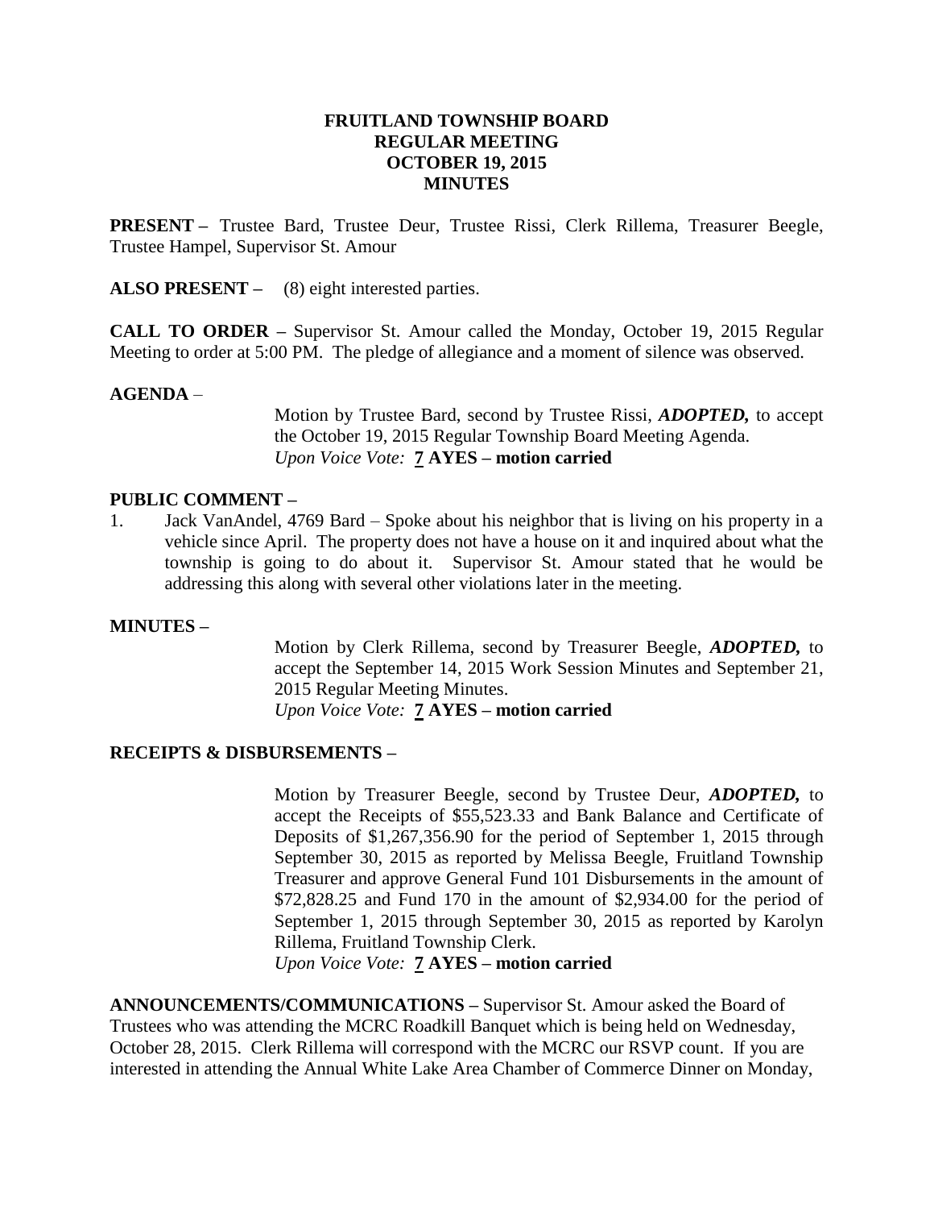# FRUITLAND TOWNSHIP BOARD
## REGULAR MEETING
## OCTOBER 19, 2015
## MINUTES

**PRESENT –** Trustee Bard, Trustee Deur, Trustee Rissi, Clerk Rillema, Treasurer Beegle, Trustee Hampel, Supervisor St. Amour

**ALSO PRESENT –** (8) eight interested parties.

**CALL TO ORDER –** Supervisor St. Amour called the Monday, October 19, 2015 Regular Meeting to order at 5:00 PM. The pledge of allegiance and a moment of silence was observed.

**AGENDA** –

Motion by Trustee Bard, second by Trustee Rissi, ***ADOPTED,*** to accept the October 19, 2015 Regular Township Board Meeting Agenda.
*Upon Voice Vote:* **7 AYES – motion carried**

**PUBLIC COMMENT –**

1. Jack VanAndel, 4769 Bard – Spoke about his neighbor that is living on his property in a vehicle since April. The property does not have a house on it and inquired about what the township is going to do about it. Supervisor St. Amour stated that he would be addressing this along with several other violations later in the meeting.

**MINUTES –**

Motion by Clerk Rillema, second by Treasurer Beegle, ***ADOPTED,*** to accept the September 14, 2015 Work Session Minutes and September 21, 2015 Regular Meeting Minutes.
*Upon Voice Vote:* **7 AYES – motion carried**

**RECEIPTS & DISBURSEMENTS –**

Motion by Treasurer Beegle, second by Trustee Deur, ***ADOPTED,*** to accept the Receipts of $55,523.33 and Bank Balance and Certificate of Deposits of $1,267,356.90 for the period of September 1, 2015 through September 30, 2015 as reported by Melissa Beegle, Fruitland Township Treasurer and approve General Fund 101 Disbursements in the amount of $72,828.25 and Fund 170 in the amount of $2,934.00 for the period of September 1, 2015 through September 30, 2015 as reported by Karolyn Rillema, Fruitland Township Clerk.
*Upon Voice Vote:* **7 AYES – motion carried**

**ANNOUNCEMENTS/COMMUNICATIONS –** Supervisor St. Amour asked the Board of Trustees who was attending the MCRC Roadkill Banquet which is being held on Wednesday, October 28, 2015. Clerk Rillema will correspond with the MCRC our RSVP count. If you are interested in attending the Annual White Lake Area Chamber of Commerce Dinner on Monday,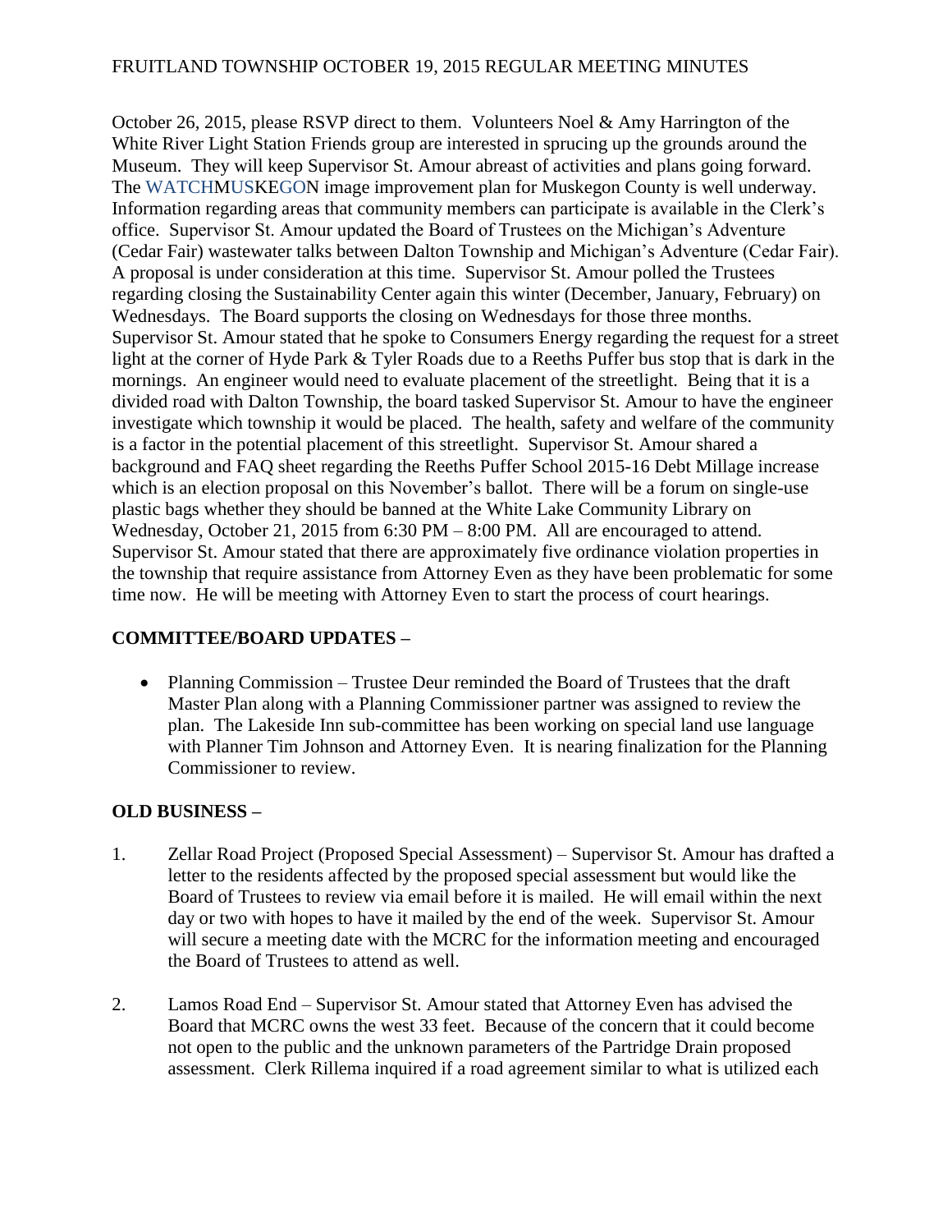October 26, 2015, please RSVP direct to them. Volunteers Noel & Amy Harrington of the White River Light Station Friends group are interested in sprucing up the grounds around the Museum. They will keep Supervisor St. Amour abreast of activities and plans going forward. The WATCHMUSKEGON image improvement plan for Muskegon County is well underway. Information regarding areas that community members can participate is available in the Clerk's office. Supervisor St. Amour updated the Board of Trustees on the Michigan's Adventure (Cedar Fair) wastewater talks between Dalton Township and Michigan's Adventure (Cedar Fair). A proposal is under consideration at this time. Supervisor St. Amour polled the Trustees regarding closing the Sustainability Center again this winter (December, January, February) on Wednesdays. The Board supports the closing on Wednesdays for those three months. Supervisor St. Amour stated that he spoke to Consumers Energy regarding the request for a street light at the corner of Hyde Park & Tyler Roads due to a Reeths Puffer bus stop that is dark in the mornings. An engineer would need to evaluate placement of the streetlight. Being that it is a divided road with Dalton Township, the board tasked Supervisor St. Amour to have the engineer investigate which township it would be placed. The health, safety and welfare of the community is a factor in the potential placement of this streetlight. Supervisor St. Amour shared a background and FAQ sheet regarding the Reeths Puffer School 2015-16 Debt Millage increase which is an election proposal on this November's ballot. There will be a forum on single-use plastic bags whether they should be banned at the White Lake Community Library on Wednesday, October 21, 2015 from 6:30 PM – 8:00 PM. All are encouraged to attend. Supervisor St. Amour stated that there are approximately five ordinance violation properties in the township that require assistance from Attorney Even as they have been problematic for some time now. He will be meeting with Attorney Even to start the process of court hearings.

**COMMITTEE/BOARD UPDATES –**

- Planning Commission – Trustee Deur reminded the Board of Trustees that the draft Master Plan along with a Planning Commissioner partner was assigned to review the plan. The Lakeside Inn sub-committee has been working on special land use language with Planner Tim Johnson and Attorney Even. It is nearing finalization for the Planning Commissioner to review.

**OLD BUSINESS –**

1. Zellar Road Project (Proposed Special Assessment) – Supervisor St. Amour has drafted a letter to the residents affected by the proposed special assessment but would like the Board of Trustees to review via email before it is mailed. He will email within the next day or two with hopes to have it mailed by the end of the week. Supervisor St. Amour will secure a meeting date with the MCRC for the information meeting and encouraged the Board of Trustees to attend as well.

2. Lamos Road End – Supervisor St. Amour stated that Attorney Even has advised the Board that MCRC owns the west 33 feet. Because of the concern that it could become not open to the public and the unknown parameters of the Partridge Drain proposed assessment. Clerk Rillema inquired if a road agreement similar to what is utilized each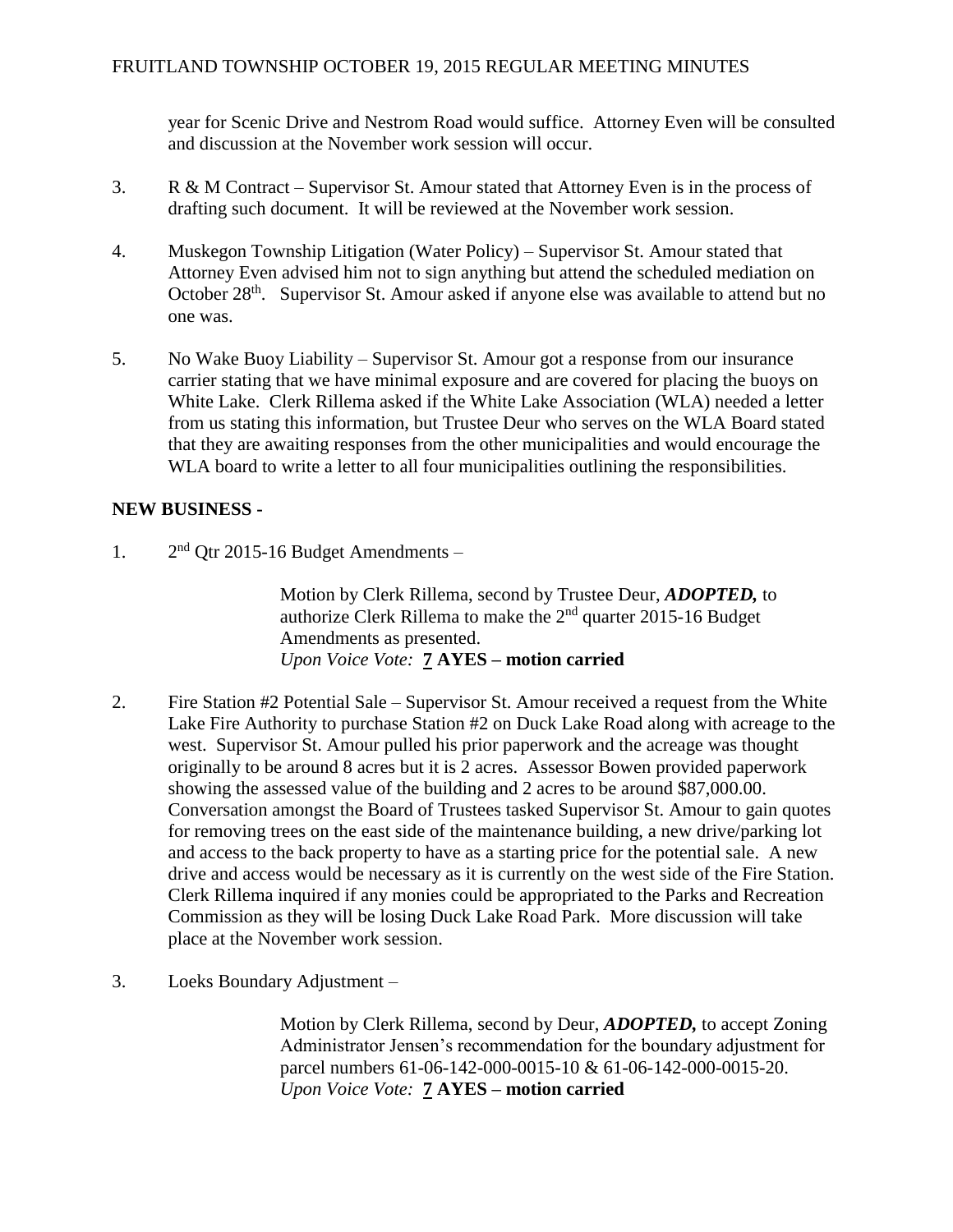year for Scenic Drive and Nestrom Road would suffice. Attorney Even will be consulted and discussion at the November work session will occur.

3. R & M Contract – Supervisor St. Amour stated that Attorney Even is in the process of drafting such document. It will be reviewed at the November work session.

4. Muskegon Township Litigation (Water Policy) – Supervisor St. Amour stated that Attorney Even advised him not to sign anything but attend the scheduled mediation on October 28th. Supervisor St. Amour asked if anyone else was available to attend but no one was.

5. No Wake Buoy Liability – Supervisor St. Amour got a response from our insurance carrier stating that we have minimal exposure and are covered for placing the buoys on White Lake. Clerk Rillema asked if the White Lake Association (WLA) needed a letter from us stating this information, but Trustee Deur who serves on the WLA Board stated that they are awaiting responses from the other municipalities and would encourage the WLA board to write a letter to all four municipalities outlining the responsibilities.

**NEW BUSINESS -**

1. 2nd Qtr 2015-16 Budget Amendments –

   Motion by Clerk Rillema, second by Trustee Deur, ***ADOPTED,*** to authorize Clerk Rillema to make the 2nd quarter 2015-16 Budget Amendments as presented.
   *Upon Voice Vote:* **7 AYES – motion carried**

2. Fire Station #2 Potential Sale – Supervisor St. Amour received a request from the White Lake Fire Authority to purchase Station #2 on Duck Lake Road along with acreage to the west. Supervisor St. Amour pulled his prior paperwork and the acreage was thought originally to be around 8 acres but it is 2 acres. Assessor Bowen provided paperwork showing the assessed value of the building and 2 acres to be around $87,000.00. Conversation amongst the Board of Trustees tasked Supervisor St. Amour to gain quotes for removing trees on the east side of the maintenance building, a new drive/parking lot and access to the back property to have as a starting price for the potential sale. A new drive and access would be necessary as it is currently on the west side of the Fire Station. Clerk Rillema inquired if any monies could be appropriated to the Parks and Recreation Commission as they will be losing Duck Lake Road Park. More discussion will take place at the November work session.

3. Loeks Boundary Adjustment –

   Motion by Clerk Rillema, second by Deur, ***ADOPTED,*** to accept Zoning Administrator Jensen's recommendation for the boundary adjustment for parcel numbers 61-06-142-000-0015-10 & 61-06-142-000-0015-20.
   *Upon Voice Vote:* **7 AYES – motion carried**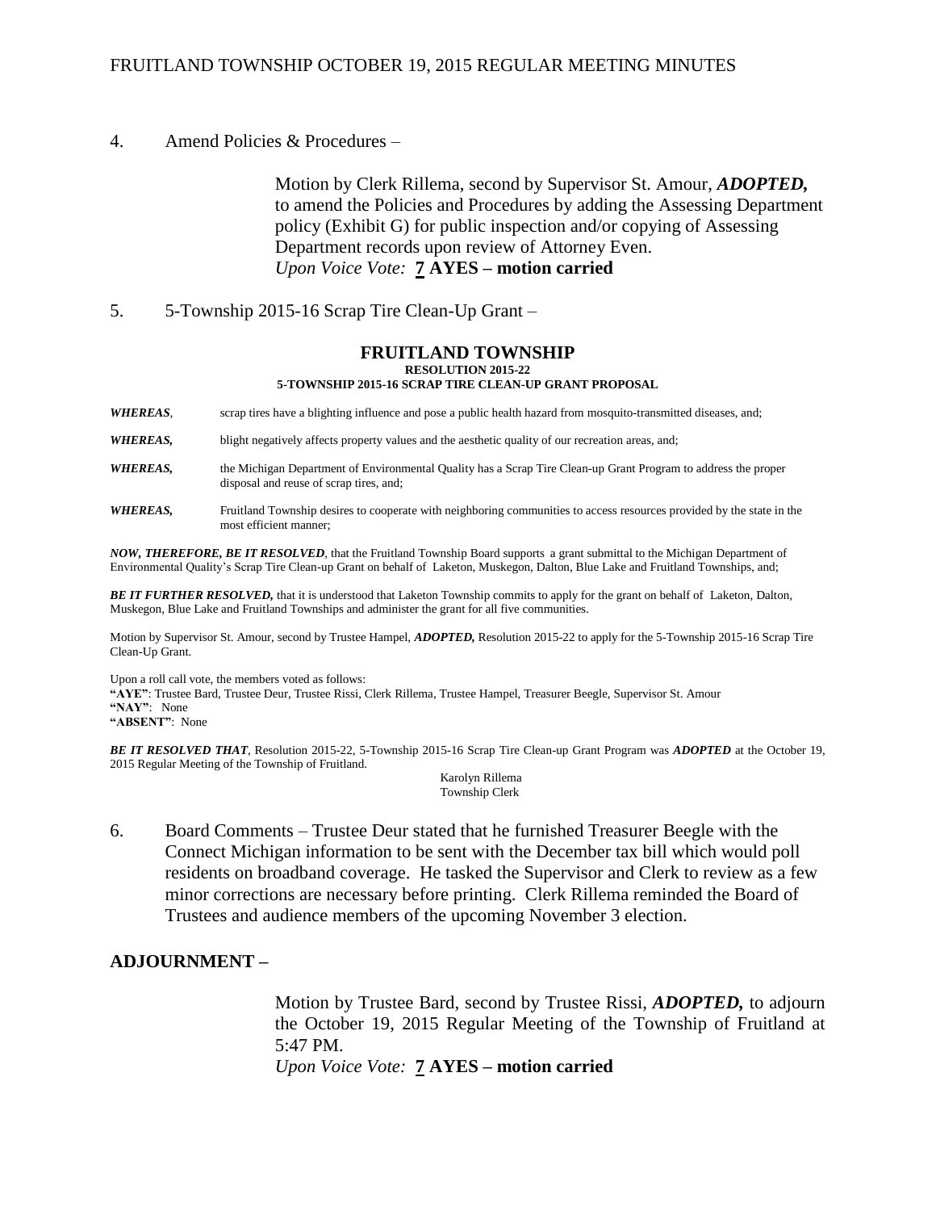4. Amend Policies & Procedures –

Motion by Clerk Rillema, second by Supervisor St. Amour, ***ADOPTED,*** to amend the Policies and Procedures by adding the Assessing Department policy (Exhibit G) for public inspection and/or copying of Assessing Department records upon review of Attorney Even.
*Upon Voice Vote:* **7 AYES – motion carried**

5. 5-Township 2015-16 Scrap Tire Clean-Up Grant –

**FRUITLAND TOWNSHIP**
**RESOLUTION 2015-22**
**5-TOWNSHIP 2015-16 SCRAP TIRE CLEAN-UP GRANT PROPOSAL**

***WHEREAS***, scrap tires have a blighting influence and pose a public health hazard from mosquito-transmitted diseases, and;

***WHEREAS,*** blight negatively affects property values and the aesthetic quality of our recreation areas, and;

***WHEREAS,*** the Michigan Department of Environmental Quality has a Scrap Tire Clean-up Grant Program to address the proper disposal and reuse of scrap tires, and;

***WHEREAS,*** Fruitland Township desires to cooperate with neighboring communities to access resources provided by the state in the most efficient manner;

***NOW, THEREFORE, BE IT RESOLVED***, that the Fruitland Township Board supports a grant submittal to the Michigan Department of Environmental Quality's Scrap Tire Clean-up Grant on behalf of Laketon, Muskegon, Dalton, Blue Lake and Fruitland Townships, and;

***BE IT FURTHER RESOLVED,*** that it is understood that Laketon Township commits to apply for the grant on behalf of Laketon, Dalton, Muskegon, Blue Lake and Fruitland Townships and administer the grant for all five communities.

Motion by Supervisor St. Amour, second by Trustee Hampel, ***ADOPTED,*** Resolution 2015-22 to apply for the 5-Township 2015-16 Scrap Tire Clean-Up Grant.

Upon a roll call vote, the members voted as follows:
**"AYE"**: Trustee Bard, Trustee Deur, Trustee Rissi, Clerk Rillema, Trustee Hampel, Treasurer Beegle, Supervisor St. Amour
**"NAY"**: None
**"ABSENT"**: None

***BE IT RESOLVED THAT***, Resolution 2015-22, 5-Township 2015-16 Scrap Tire Clean-up Grant Program was ***ADOPTED*** at the October 19, 2015 Regular Meeting of the Township of Fruitland.

Karolyn Rillema
Township Clerk

6. Board Comments – Trustee Deur stated that he furnished Treasurer Beegle with the Connect Michigan information to be sent with the December tax bill which would poll residents on broadband coverage. He tasked the Supervisor and Clerk to review as a few minor corrections are necessary before printing. Clerk Rillema reminded the Board of Trustees and audience members of the upcoming November 3 election.

## ADJOURNMENT –

Motion by Trustee Bard, second by Trustee Rissi, ***ADOPTED,*** to adjourn the October 19, 2015 Regular Meeting of the Township of Fruitland at 5:47 PM.
*Upon Voice Vote:* **7 AYES – motion carried**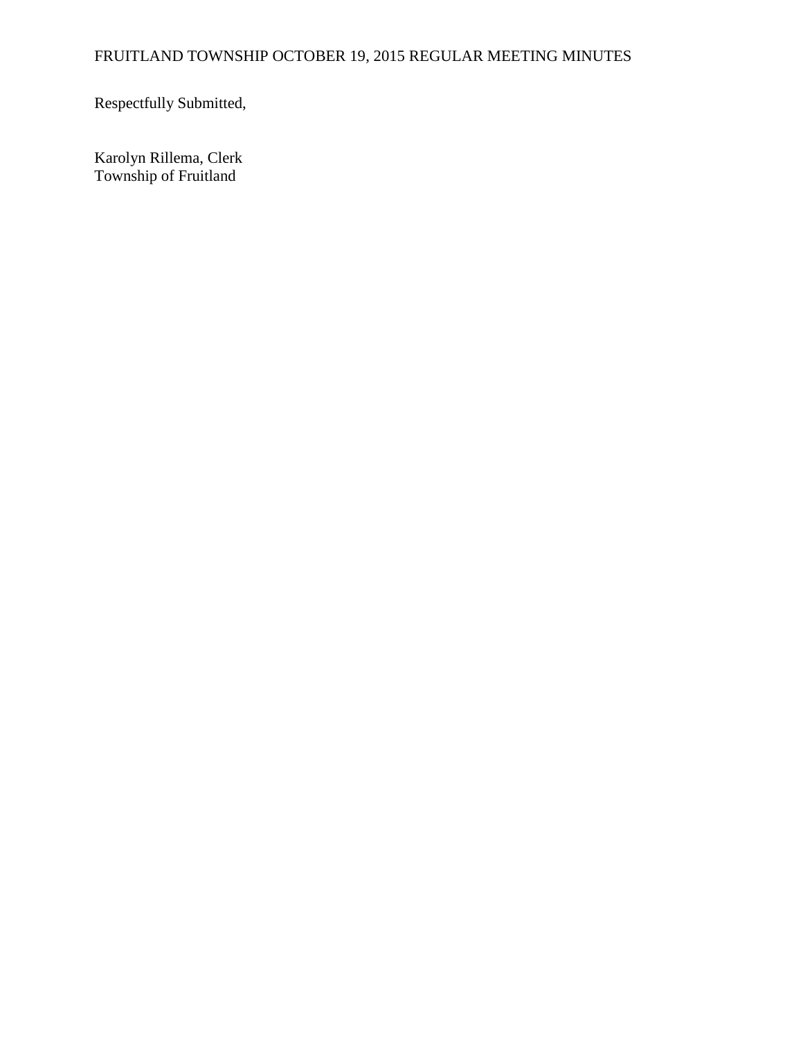Respectfully Submitted,

Karolyn Rillema, Clerk
Township of Fruitland